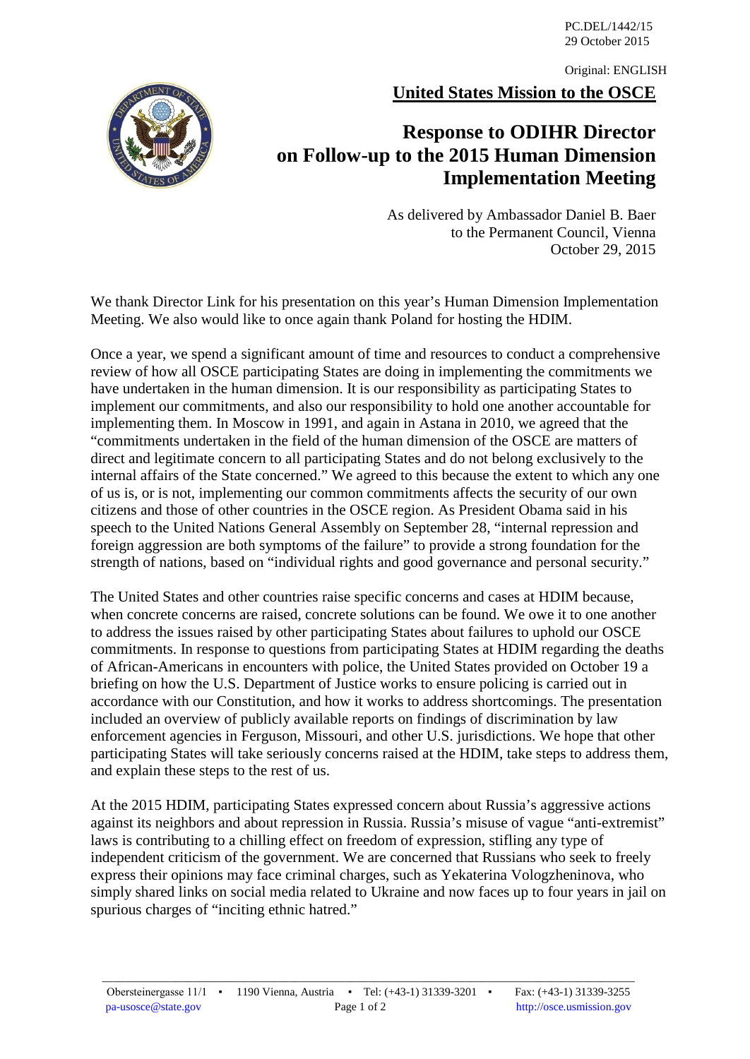PC.DEL/1442/15
29 October 2015

Original: ENGLISH

**United States Mission to the OSCE**

# Response to ODIHR Director on Follow-up to the 2015 Human Dimension Implementation Meeting

As delivered by Ambassador Daniel B. Baer
to the Permanent Council, Vienna
October 29, 2015

We thank Director Link for his presentation on this year's Human Dimension Implementation Meeting. We also would like to once again thank Poland for hosting the HDIM.

Once a year, we spend a significant amount of time and resources to conduct a comprehensive review of how all OSCE participating States are doing in implementing the commitments we have undertaken in the human dimension. It is our responsibility as participating States to implement our commitments, and also our responsibility to hold one another accountable for implementing them. In Moscow in 1991, and again in Astana in 2010, we agreed that the "commitments undertaken in the field of the human dimension of the OSCE are matters of direct and legitimate concern to all participating States and do not belong exclusively to the internal affairs of the State concerned." We agreed to this because the extent to which any one of us is, or is not, implementing our common commitments affects the security of our own citizens and those of other countries in the OSCE region. As President Obama said in his speech to the United Nations General Assembly on September 28, "internal repression and foreign aggression are both symptoms of the failure" to provide a strong foundation for the strength of nations, based on "individual rights and good governance and personal security."

The United States and other countries raise specific concerns and cases at HDIM because, when concrete concerns are raised, concrete solutions can be found. We owe it to one another to address the issues raised by other participating States about failures to uphold our OSCE commitments. In response to questions from participating States at HDIM regarding the deaths of African-Americans in encounters with police, the United States provided on October 19 a briefing on how the U.S. Department of Justice works to ensure policing is carried out in accordance with our Constitution, and how it works to address shortcomings. The presentation included an overview of publicly available reports on findings of discrimination by law enforcement agencies in Ferguson, Missouri, and other U.S. jurisdictions. We hope that other participating States will take seriously concerns raised at the HDIM, take steps to address them, and explain these steps to the rest of us.

At the 2015 HDIM, participating States expressed concern about Russia's aggressive actions against its neighbors and about repression in Russia. Russia's misuse of vague "anti-extremist" laws is contributing to a chilling effect on freedom of expression, stifling any type of independent criticism of the government. We are concerned that Russians who seek to freely express their opinions may face criminal charges, such as Yekaterina Vologzheninova, who simply shared links on social media related to Ukraine and now faces up to four years in jail on spurious charges of "inciting ethnic hatred."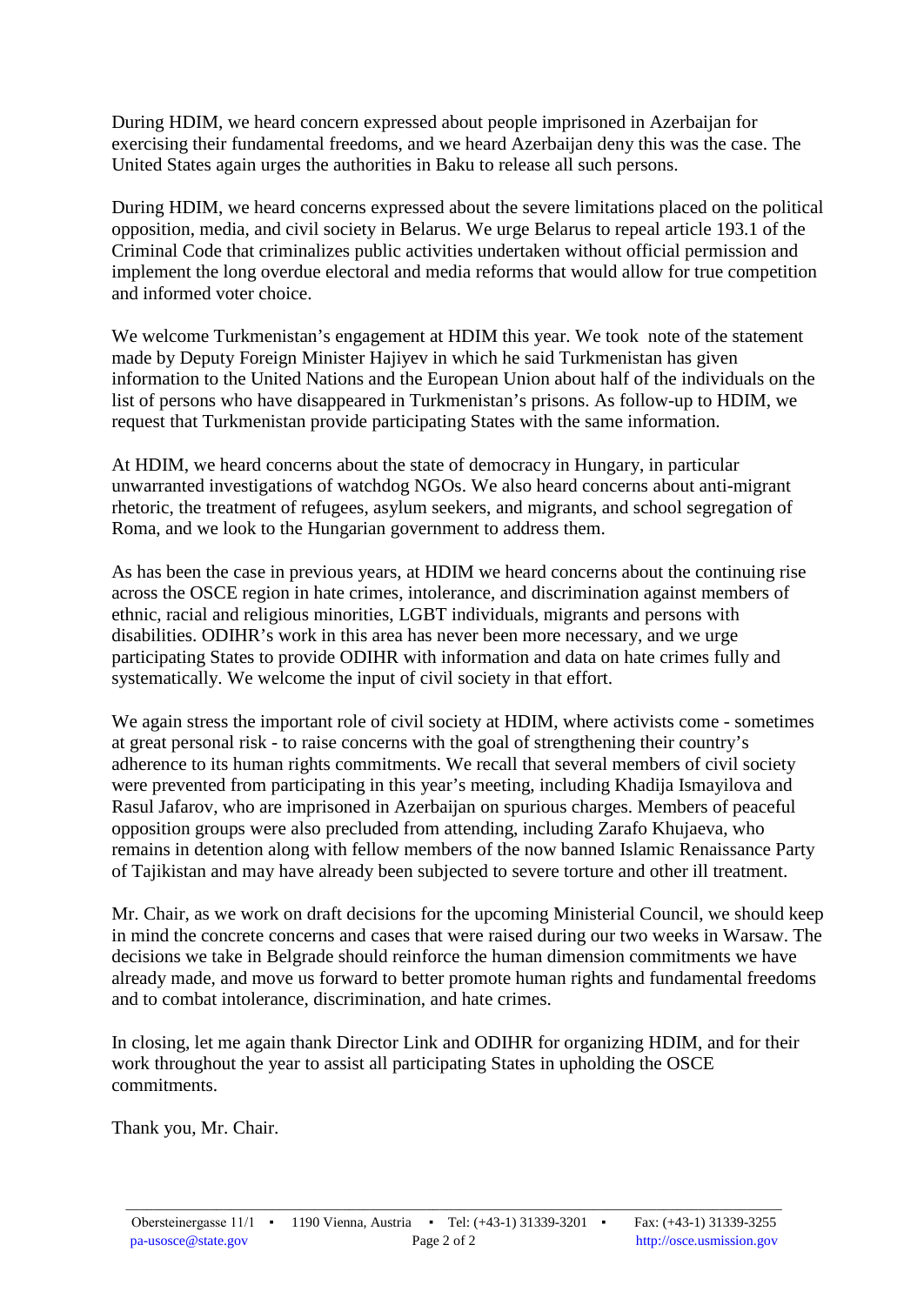During HDIM, we heard concern expressed about people imprisoned in Azerbaijan for exercising their fundamental freedoms, and we heard Azerbaijan deny this was the case. The United States again urges the authorities in Baku to release all such persons.

During HDIM, we heard concerns expressed about the severe limitations placed on the political opposition, media, and civil society in Belarus. We urge Belarus to repeal article 193.1 of the Criminal Code that criminalizes public activities undertaken without official permission and implement the long overdue electoral and media reforms that would allow for true competition and informed voter choice.

We welcome Turkmenistan's engagement at HDIM this year. We took note of the statement made by Deputy Foreign Minister Hajiyev in which he said Turkmenistan has given information to the United Nations and the European Union about half of the individuals on the list of persons who have disappeared in Turkmenistan's prisons. As follow-up to HDIM, we request that Turkmenistan provide participating States with the same information.

At HDIM, we heard concerns about the state of democracy in Hungary, in particular unwarranted investigations of watchdog NGOs. We also heard concerns about anti-migrant rhetoric, the treatment of refugees, asylum seekers, and migrants, and school segregation of Roma, and we look to the Hungarian government to address them.

As has been the case in previous years, at HDIM we heard concerns about the continuing rise across the OSCE region in hate crimes, intolerance, and discrimination against members of ethnic, racial and religious minorities, LGBT individuals, migrants and persons with disabilities. ODIHR's work in this area has never been more necessary, and we urge participating States to provide ODIHR with information and data on hate crimes fully and systematically. We welcome the input of civil society in that effort.

We again stress the important role of civil society at HDIM, where activists come - sometimes at great personal risk - to raise concerns with the goal of strengthening their country's adherence to its human rights commitments. We recall that several members of civil society were prevented from participating in this year's meeting, including Khadija Ismayilova and Rasul Jafarov, who are imprisoned in Azerbaijan on spurious charges. Members of peaceful opposition groups were also precluded from attending, including Zarafo Khujaeva, who remains in detention along with fellow members of the now banned Islamic Renaissance Party of Tajikistan and may have already been subjected to severe torture and other ill treatment.

Mr. Chair, as we work on draft decisions for the upcoming Ministerial Council, we should keep in mind the concrete concerns and cases that were raised during our two weeks in Warsaw. The decisions we take in Belgrade should reinforce the human dimension commitments we have already made, and move us forward to better promote human rights and fundamental freedoms and to combat intolerance, discrimination, and hate crimes.

In closing, let me again thank Director Link and ODIHR for organizing HDIM, and for their work throughout the year to assist all participating States in upholding the OSCE commitments.

Thank you, Mr. Chair.